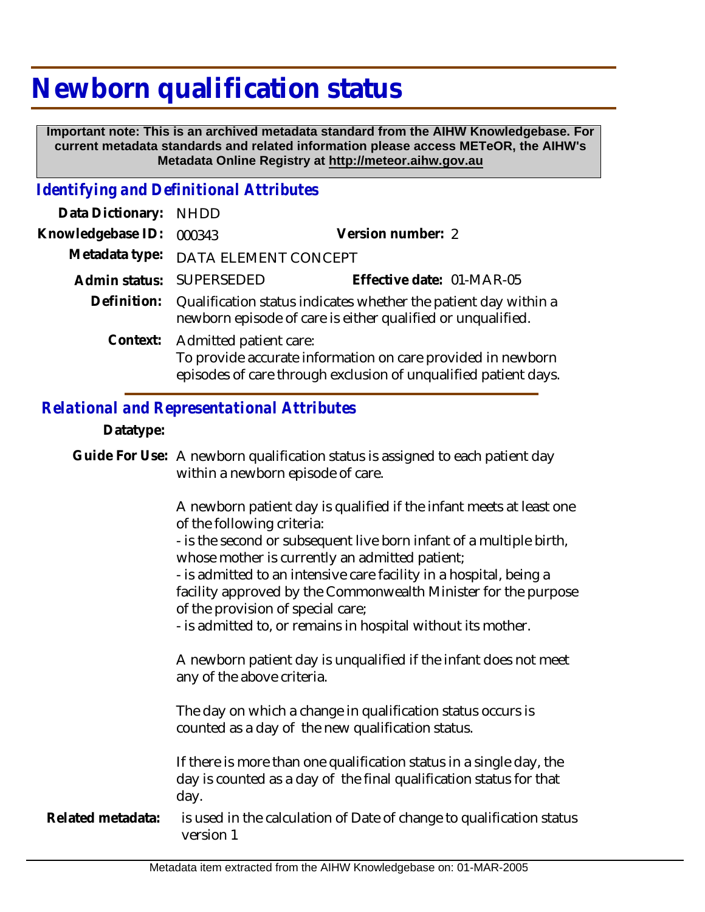# Newborn qualification status

**Important note: This is an archived metadata standard from the AIHW Knowledgebase. For current metadata standards and related information please access METeOR, the AIHW's Metadata Online Registry at http://meteor.aihw.gov.au**

## *Identifying and Definitional Attributes*

**Data Dictionary:** NHDD

**Knowledgebase ID:** 000343 **Version number:** 2

**Metadata type:** DATA ELEMENT CONCEPT

**Admin status:** SUPERSEDED **Effective date:** 01-MAR-05

**Definition:** Qualification status indicates whether the patient day within a newborn episode of care is either qualified or unqualified.

**Context:** Admitted patient care:
To provide accurate information on care provided in newborn episodes of care through exclusion of unqualified patient days.

## *Relational and Representational Attributes*

**Datatype:**

**Guide For Use:** A newborn qualification status is assigned to each patient day within a newborn episode of care.

A newborn patient day is qualified if the infant meets at least one of the following criteria:
- is the second or subsequent live born infant of a multiple birth, whose mother is currently an admitted patient;
- is admitted to an intensive care facility in a hospital, being a facility approved by the Commonwealth Minister for the purpose of the provision of special care;
- is admitted to, or remains in hospital without its mother.

A newborn patient day is unqualified if the infant does not meet any of the above criteria.

The day on which a change in qualification status occurs is counted as a day of the new qualification status.

If there is more than one qualification status in a single day, the day is counted as a day of the final qualification status for that day.

**Related metadata:** is used in the calculation of Date of change to qualification status version 1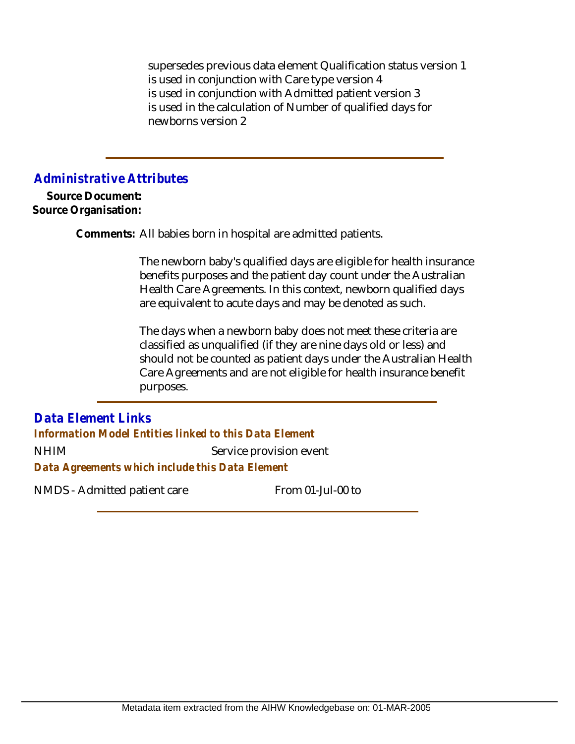supersedes previous data element Qualification status version 1
is used in conjunction with Care type version 4
is used in conjunction with Admitted patient version 3
is used in the calculation of Number of qualified days for newborns version 2

## Administrative Attributes

**Source Document:**
**Source Organisation:**

**Comments:** All babies born in hospital are admitted patients.

The newborn baby's qualified days are eligible for health insurance benefits purposes and the patient day count under the Australian Health Care Agreements. In this context, newborn qualified days are equivalent to acute days and may be denoted as such.

The days when a newborn baby does not meet these criteria are classified as unqualified (if they are nine days old or less) and should not be counted as patient days under the Australian Health Care Agreements and are not eligible for health insurance benefit purposes.

## Data Element Links

### Information Model Entities linked to this Data Element

| | |
|---|---|
| NHIM | Service provision event |

### Data Agreements which include this Data Element

| | |
|---|---|
| NMDS - Admitted patient care | From 01-Jul-00 to |

Metadata item extracted from the AIHW Knowledgebase on: 01-MAR-2005